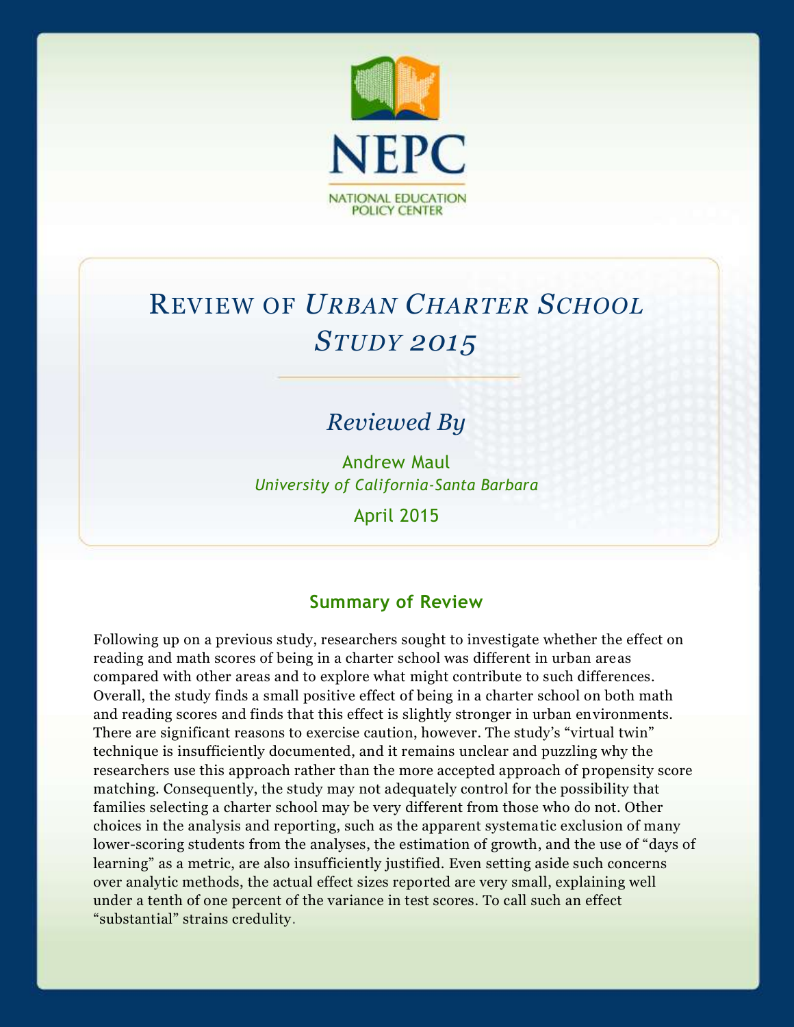NEPC

NATIONAL EDUCATION POLICY CENTER

# Review of *Urban Charter School Study 2015*

*Reviewed By*

Andrew Maul

*University of California-Santa Barbara*

April 2015

## Summary of Review

Following up on a previous study, researchers sought to investigate whether the effect on reading and math scores of being in a charter school was different in urban areas compared with other areas and to explore what might contribute to such differences. Overall, the study finds a small positive effect of being in a charter school on both math and reading scores and finds that this effect is slightly stronger in urban environments. There are significant reasons to exercise caution, however. The study's "virtual twin" technique is insufficiently documented, and it remains unclear and puzzling why the researchers use this approach rather than the more accepted approach of propensity score matching. Consequently, the study may not adequately control for the possibility that families selecting a charter school may be very different from those who do not. Other choices in the analysis and reporting, such as the apparent systematic exclusion of many lower-scoring students from the analyses, the estimation of growth, and the use of "days of learning" as a metric, are also insufficiently justified. Even setting aside such concerns over analytic methods, the actual effect sizes reported are very small, explaining well under a tenth of one percent of the variance in test scores. To call such an effect "substantial" strains credulity.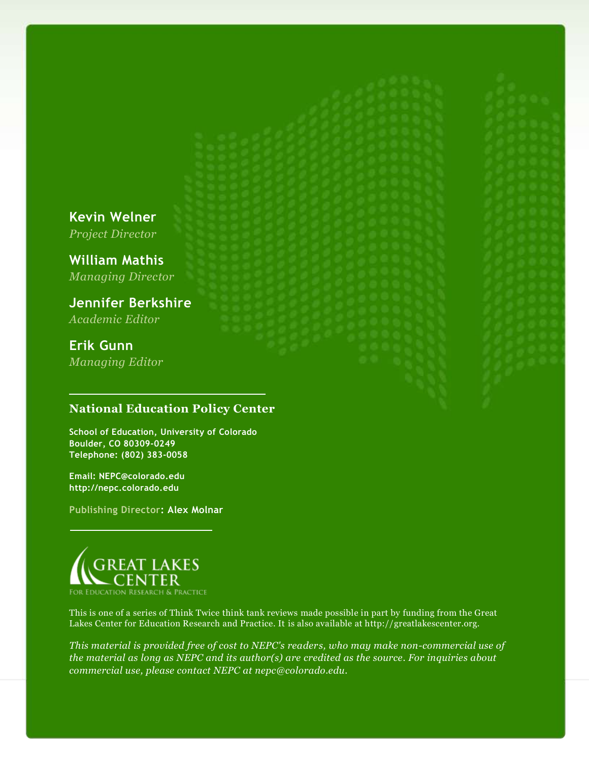**Kevin Welner**
*Project Director*

**William Mathis**
*Managing Director*

**Jennifer Berkshire**
*Academic Editor*

**Erik Gunn**
*Managing Editor*

---

**National Education Policy Center**

**School of Education, University of Colorado**
**Boulder, CO 80309-0249**
**Telephone: (802) 383-0058**

**Email: NEPC@colorado.edu**
**http://nepc.colorado.edu**

**Publishing Director: Alex Molnar**

---

GREAT LAKES CENTER
FOR EDUCATION RESEARCH & PRACTICE

This is one of a series of Think Twice think tank reviews made possible in part by funding from the Great Lakes Center for Education Research and Practice. It is also available at http://greatlakescenter.org.

*This material is provided free of cost to NEPC's readers, who may make non-commercial use of the material as long as NEPC and its author(s) are credited as the source. For inquiries about commercial use, please contact NEPC at nepc@colorado.edu.*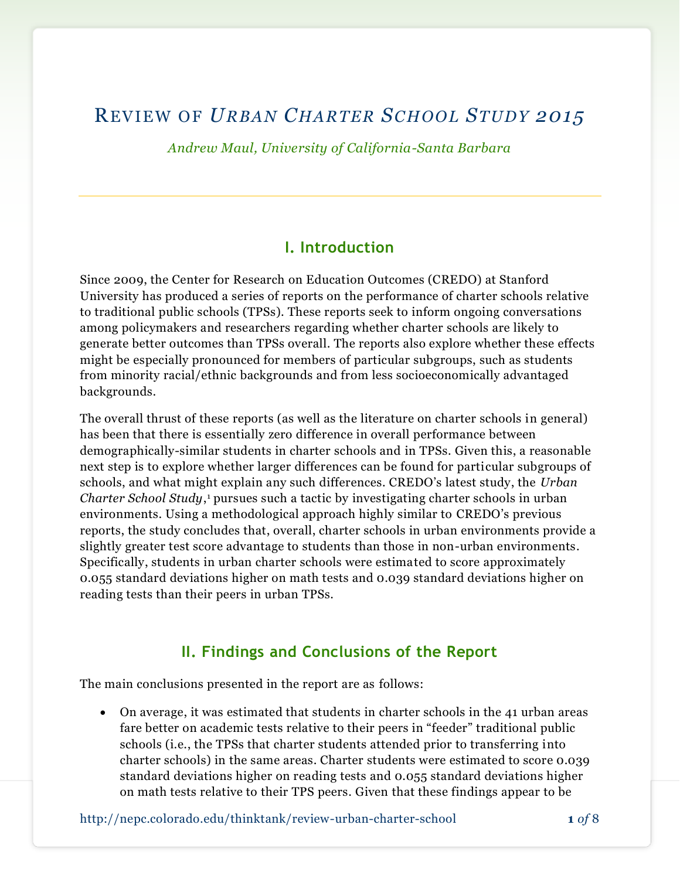# Review of *Urban Charter School Study 2015*

*Andrew Maul, University of California-Santa Barbara*

## I. Introduction

Since 2009, the Center for Research on Education Outcomes (CREDO) at Stanford University has produced a series of reports on the performance of charter schools relative to traditional public schools (TPSs). These reports seek to inform ongoing conversations among policymakers and researchers regarding whether charter schools are likely to generate better outcomes than TPSs overall. The reports also explore whether these effects might be especially pronounced for members of particular subgroups, such as students from minority racial/ethnic backgrounds and from less socioeconomically advantaged backgrounds.

The overall thrust of these reports (as well as the literature on charter schools in general) has been that there is essentially zero difference in overall performance between demographically-similar students in charter schools and in TPSs. Given this, a reasonable next step is to explore whether larger differences can be found for particular subgroups of schools, and what might explain any such differences. CREDO's latest study, the *Urban Charter School Study*,[1] pursues such a tactic by investigating charter schools in urban environments. Using a methodological approach highly similar to CREDO's previous reports, the study concludes that, overall, charter schools in urban environments provide a slightly greater test score advantage to students than those in non-urban environments. Specifically, students in urban charter schools were estimated to score approximately 0.055 standard deviations higher on math tests and 0.039 standard deviations higher on reading tests than their peers in urban TPSs.

## II. Findings and Conclusions of the Report

The main conclusions presented in the report are as follows:

- On average, it was estimated that students in charter schools in the 41 urban areas fare better on academic tests relative to their peers in "feeder" traditional public schools (i.e., the TPSs that charter students attended prior to transferring into charter schools) in the same areas. Charter students were estimated to score 0.039 standard deviations higher on reading tests and 0.055 standard deviations higher on math tests relative to their TPS peers. Given that these findings appear to be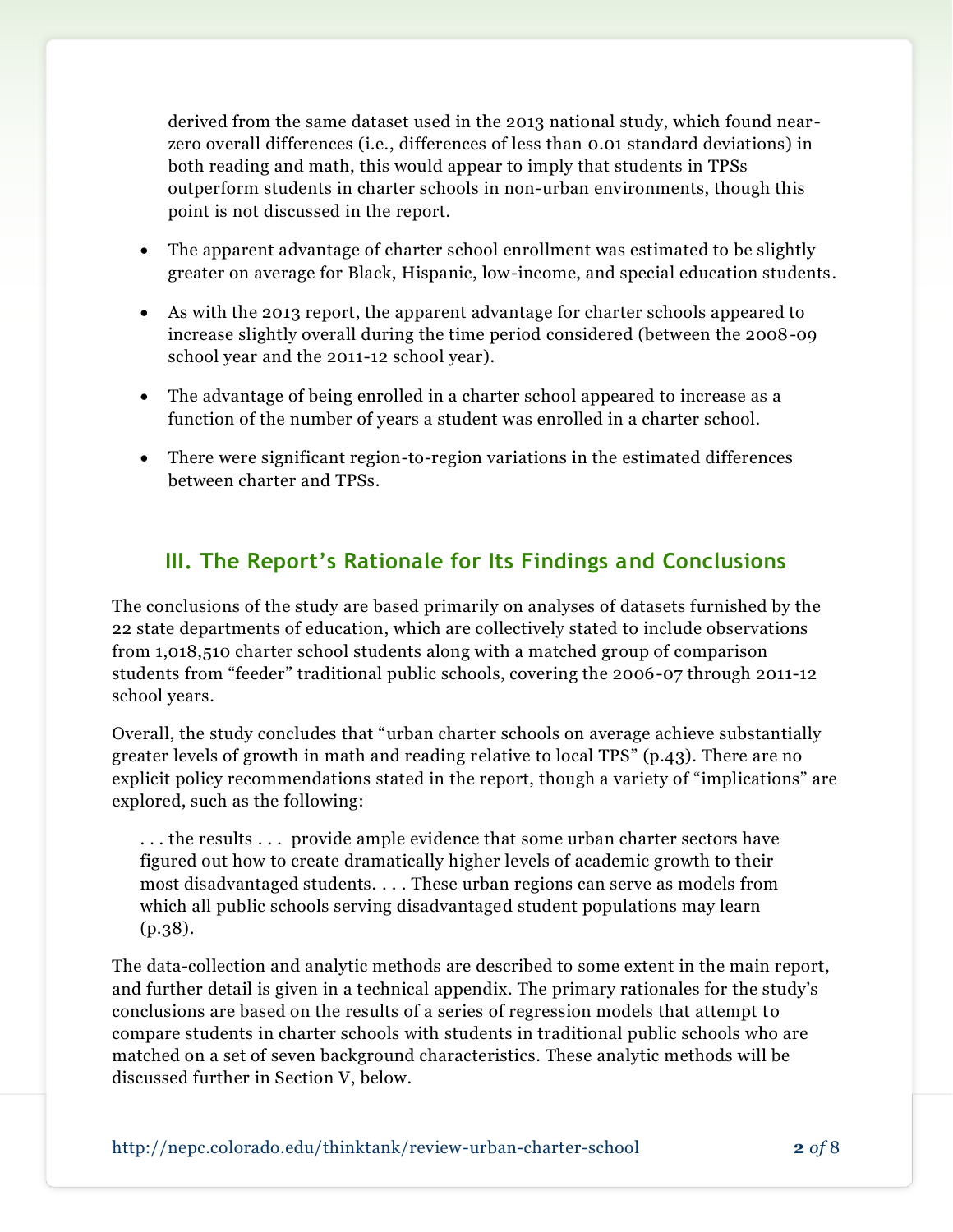derived from the same dataset used in the 2013 national study, which found near-zero overall differences (i.e., differences of less than 0.01 standard deviations) in both reading and math, this would appear to imply that students in TPSs outperform students in charter schools in non-urban environments, though this point is not discussed in the report.

- The apparent advantage of charter school enrollment was estimated to be slightly greater on average for Black, Hispanic, low-income, and special education students.
- As with the 2013 report, the apparent advantage for charter schools appeared to increase slightly overall during the time period considered (between the 2008-09 school year and the 2011-12 school year).
- The advantage of being enrolled in a charter school appeared to increase as a function of the number of years a student was enrolled in a charter school.
- There were significant region-to-region variations in the estimated differences between charter and TPSs.

## III. The Report's Rationale for Its Findings and Conclusions

The conclusions of the study are based primarily on analyses of datasets furnished by the 22 state departments of education, which are collectively stated to include observations from 1,018,510 charter school students along with a matched group of comparison students from "feeder" traditional public schools, covering the 2006-07 through 2011-12 school years.

Overall, the study concludes that "urban charter schools on average achieve substantially greater levels of growth in math and reading relative to local TPS" (p.43). There are no explicit policy recommendations stated in the report, though a variety of "implications" are explored, such as the following:

> . . . the results . . . provide ample evidence that some urban charter sectors have figured out how to create dramatically higher levels of academic growth to their most disadvantaged students. . . . These urban regions can serve as models from which all public schools serving disadvantaged student populations may learn (p.38).

The data-collection and analytic methods are described to some extent in the main report, and further detail is given in a technical appendix. The primary rationales for the study's conclusions are based on the results of a series of regression models that attempt to compare students in charter schools with students in traditional public schools who are matched on a set of seven background characteristics. These analytic methods will be discussed further in Section V, below.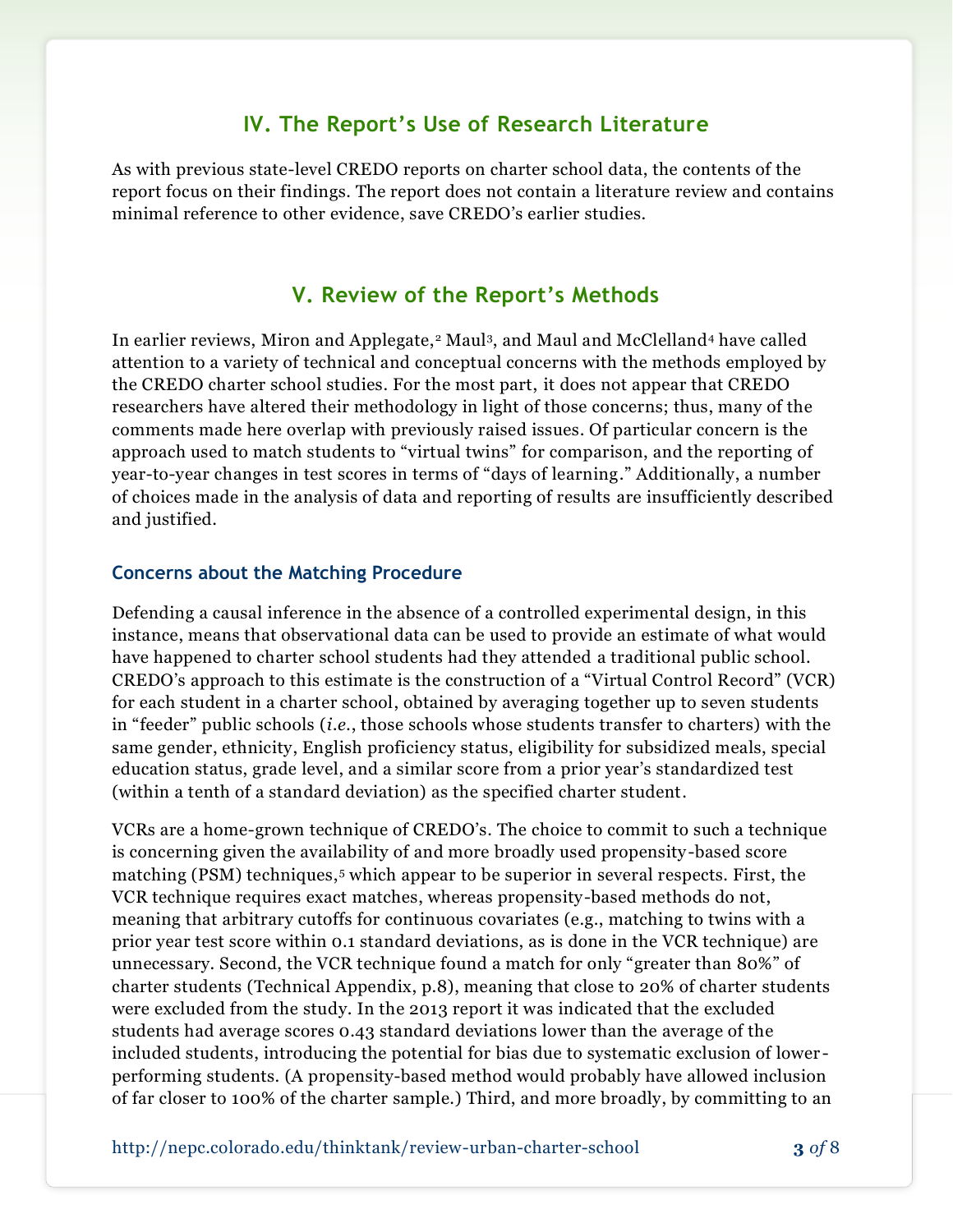## IV. The Report's Use of Research Literature

As with previous state-level CREDO reports on charter school data, the contents of the report focus on their findings. The report does not contain a literature review and contains minimal reference to other evidence, save CREDO's earlier studies.

## V. Review of the Report's Methods

In earlier reviews, Miron and Applegate,[2] Maul[3], and Maul and McClelland[4] have called attention to a variety of technical and conceptual concerns with the methods employed by the CREDO charter school studies. For the most part, it does not appear that CREDO researchers have altered their methodology in light of those concerns; thus, many of the comments made here overlap with previously raised issues. Of particular concern is the approach used to match students to "virtual twins" for comparison, and the reporting of year-to-year changes in test scores in terms of "days of learning." Additionally, a number of choices made in the analysis of data and reporting of results are insufficiently described and justified.

### Concerns about the Matching Procedure

Defending a causal inference in the absence of a controlled experimental design, in this instance, means that observational data can be used to provide an estimate of what would have happened to charter school students had they attended a traditional public school. CREDO's approach to this estimate is the construction of a "Virtual Control Record" (VCR) for each student in a charter school, obtained by averaging together up to seven students in "feeder" public schools (*i.e.*, those schools whose students transfer to charters) with the same gender, ethnicity, English proficiency status, eligibility for subsidized meals, special education status, grade level, and a similar score from a prior year's standardized test (within a tenth of a standard deviation) as the specified charter student.

VCRs are a home-grown technique of CREDO's. The choice to commit to such a technique is concerning given the availability of and more broadly used propensity-based score matching (PSM) techniques,[5] which appear to be superior in several respects. First, the VCR technique requires exact matches, whereas propensity-based methods do not, meaning that arbitrary cutoffs for continuous covariates (e.g., matching to twins with a prior year test score within 0.1 standard deviations, as is done in the VCR technique) are unnecessary. Second, the VCR technique found a match for only "greater than 80%" of charter students (Technical Appendix, p.8), meaning that close to 20% of charter students were excluded from the study. In the 2013 report it was indicated that the excluded students had average scores 0.43 standard deviations lower than the average of the included students, introducing the potential for bias due to systematic exclusion of lower-performing students. (A propensity-based method would probably have allowed inclusion of far closer to 100% of the charter sample.) Third, and more broadly, by committing to an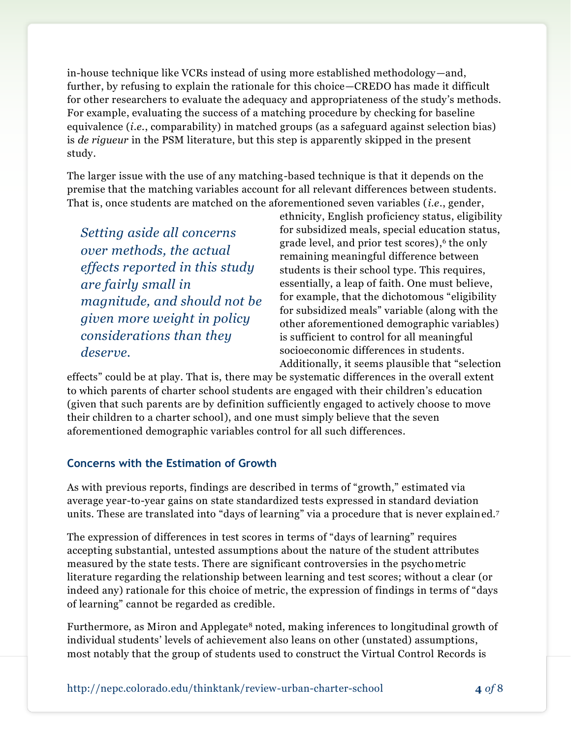in-house technique like VCRs instead of using more established methodology—and, further, by refusing to explain the rationale for this choice—CREDO has made it difficult for other researchers to evaluate the adequacy and appropriateness of the study's methods. For example, evaluating the success of a matching procedure by checking for baseline equivalence (*i.e.*, comparability) in matched groups (as a safeguard against selection bias) is *de rigueur* in the PSM literature, but this step is apparently skipped in the present study.

The larger issue with the use of any matching-based technique is that it depends on the premise that the matching variables account for all relevant differences between students. That is, once students are matched on the aforementioned seven variables (*i.e.*, gender, ethnicity, English proficiency status, eligibility for subsidized meals, special education status, grade level, and prior test scores),[6] the only remaining meaningful difference between students is their school type. This requires, essentially, a leap of faith. One must believe, for example, that the dichotomous "eligibility for subsidized meals" variable (along with the other aforementioned demographic variables) is sufficient to control for all meaningful socioeconomic differences in students. Additionally, it seems plausible that "selection effects" could be at play. That is, there may be systematic differences in the overall extent to which parents of charter school students are engaged with their children's education (given that such parents are by definition sufficiently engaged to actively choose to move their children to a charter school), and one must simply believe that the seven aforementioned demographic variables control for all such differences.

> *Setting aside all concerns over methods, the actual effects reported in this study are fairly small in magnitude, and should not be given more weight in policy considerations than they deserve.*

### Concerns with the Estimation of Growth

As with previous reports, findings are described in terms of "growth," estimated via average year-to-year gains on state standardized tests expressed in standard deviation units. These are translated into "days of learning" via a procedure that is never explained.[7]

The expression of differences in test scores in terms of "days of learning" requires accepting substantial, untested assumptions about the nature of the student attributes measured by the state tests. There are significant controversies in the psychometric literature regarding the relationship between learning and test scores; without a clear (or indeed any) rationale for this choice of metric, the expression of findings in terms of "days of learning" cannot be regarded as credible.

Furthermore, as Miron and Applegate[8] noted, making inferences to longitudinal growth of individual students' levels of achievement also leans on other (unstated) assumptions, most notably that the group of students used to construct the Virtual Control Records is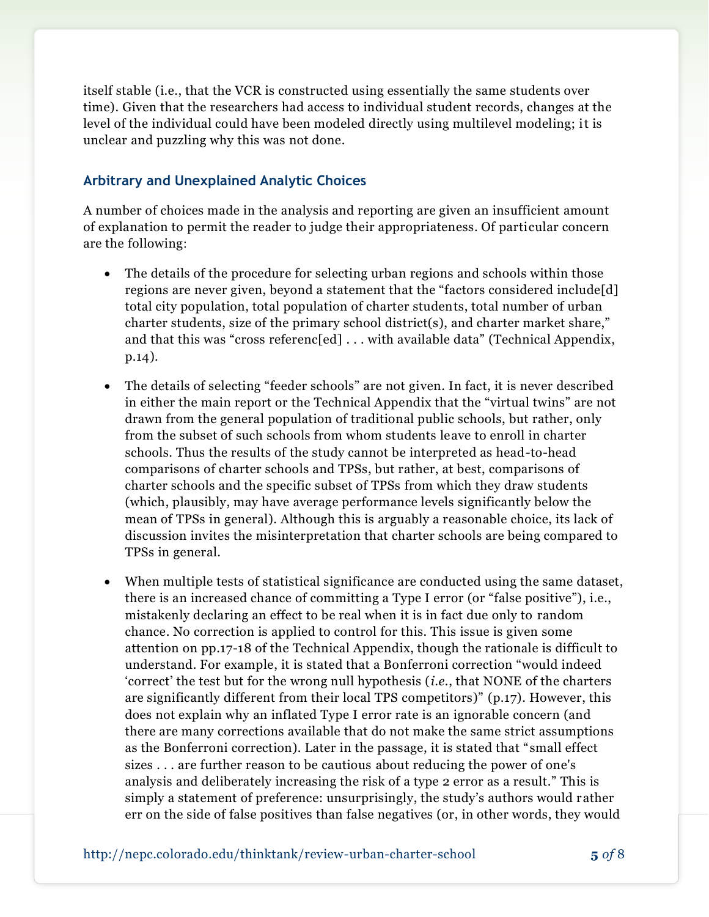itself stable (i.e., that the VCR is constructed using essentially the same students over time). Given that the researchers had access to individual student records, changes at the level of the individual could have been modeled directly using multilevel modeling; it is unclear and puzzling why this was not done.

### Arbitrary and Unexplained Analytic Choices

A number of choices made in the analysis and reporting are given an insufficient amount of explanation to permit the reader to judge their appropriateness. Of particular concern are the following:

- The details of the procedure for selecting urban regions and schools within those regions are never given, beyond a statement that the "factors considered include[d] total city population, total population of charter students, total number of urban charter students, size of the primary school district(s), and charter market share," and that this was "cross referenc[ed] . . . with available data" (Technical Appendix, p.14).

- The details of selecting "feeder schools" are not given. In fact, it is never described in either the main report or the Technical Appendix that the "virtual twins" are not drawn from the general population of traditional public schools, but rather, only from the subset of such schools from whom students leave to enroll in charter schools. Thus the results of the study cannot be interpreted as head-to-head comparisons of charter schools and TPSs, but rather, at best, comparisons of charter schools and the specific subset of TPSs from which they draw students (which, plausibly, may have average performance levels significantly below the mean of TPSs in general). Although this is arguably a reasonable choice, its lack of discussion invites the misinterpretation that charter schools are being compared to TPSs in general.

- When multiple tests of statistical significance are conducted using the same dataset, there is an increased chance of committing a Type I error (or "false positive"), i.e., mistakenly declaring an effect to be real when it is in fact due only to random chance. No correction is applied to control for this. This issue is given some attention on pp.17-18 of the Technical Appendix, though the rationale is difficult to understand. For example, it is stated that a Bonferroni correction "would indeed 'correct' the test but for the wrong null hypothesis (*i.e.*, that NONE of the charters are significantly different from their local TPS competitors)" (p.17). However, this does not explain why an inflated Type I error rate is an ignorable concern (and there are many corrections available that do not make the same strict assumptions as the Bonferroni correction). Later in the passage, it is stated that "small effect sizes . . . are further reason to be cautious about reducing the power of one's analysis and deliberately increasing the risk of a type 2 error as a result." This is simply a statement of preference: unsurprisingly, the study's authors would rather err on the side of false positives than false negatives (or, in other words, they would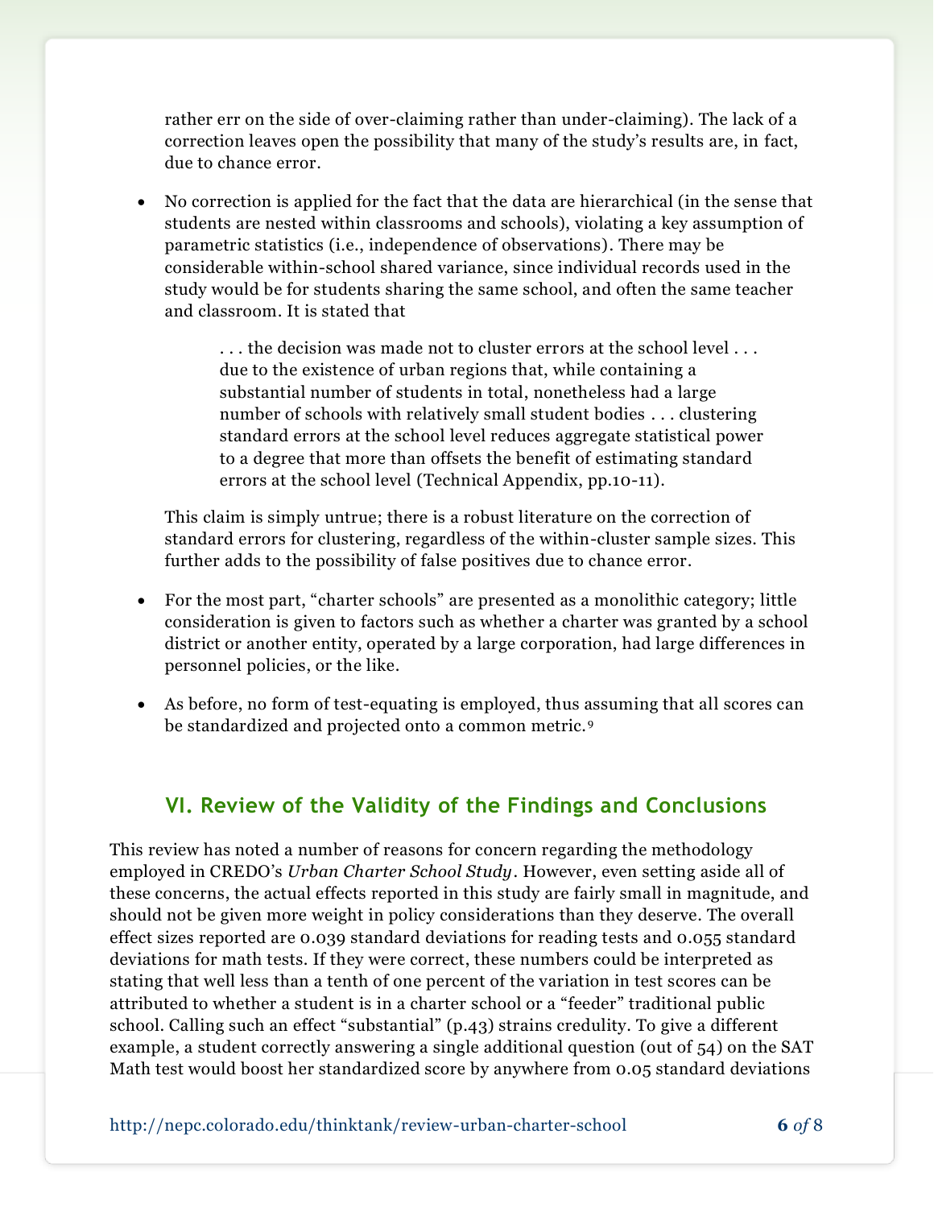rather err on the side of over-claiming rather than under-claiming). The lack of a correction leaves open the possibility that many of the study's results are, in fact, due to chance error.

- No correction is applied for the fact that the data are hierarchical (in the sense that students are nested within classrooms and schools), violating a key assumption of parametric statistics (i.e., independence of observations). There may be considerable within-school shared variance, since individual records used in the study would be for students sharing the same school, and often the same teacher and classroom. It is stated that

  > . . . the decision was made not to cluster errors at the school level . . . due to the existence of urban regions that, while containing a substantial number of students in total, nonetheless had a large number of schools with relatively small student bodies . . . clustering standard errors at the school level reduces aggregate statistical power to a degree that more than offsets the benefit of estimating standard errors at the school level (Technical Appendix, pp.10-11).

  This claim is simply untrue; there is a robust literature on the correction of standard errors for clustering, regardless of the within-cluster sample sizes. This further adds to the possibility of false positives due to chance error.

- For the most part, "charter schools" are presented as a monolithic category; little consideration is given to factors such as whether a charter was granted by a school district or another entity, operated by a large corporation, had large differences in personnel policies, or the like.

- As before, no form of test-equating is employed, thus assuming that all scores can be standardized and projected onto a common metric.[9]

## VI. Review of the Validity of the Findings and Conclusions

This review has noted a number of reasons for concern regarding the methodology employed in CREDO's *Urban Charter School Study*. However, even setting aside all of these concerns, the actual effects reported in this study are fairly small in magnitude, and should not be given more weight in policy considerations than they deserve. The overall effect sizes reported are 0.039 standard deviations for reading tests and 0.055 standard deviations for math tests. If they were correct, these numbers could be interpreted as stating that well less than a tenth of one percent of the variation in test scores can be attributed to whether a student is in a charter school or a "feeder" traditional public school. Calling such an effect "substantial" (p.43) strains credulity. To give a different example, a student correctly answering a single additional question (out of 54) on the SAT Math test would boost her standardized score by anywhere from 0.05 standard deviations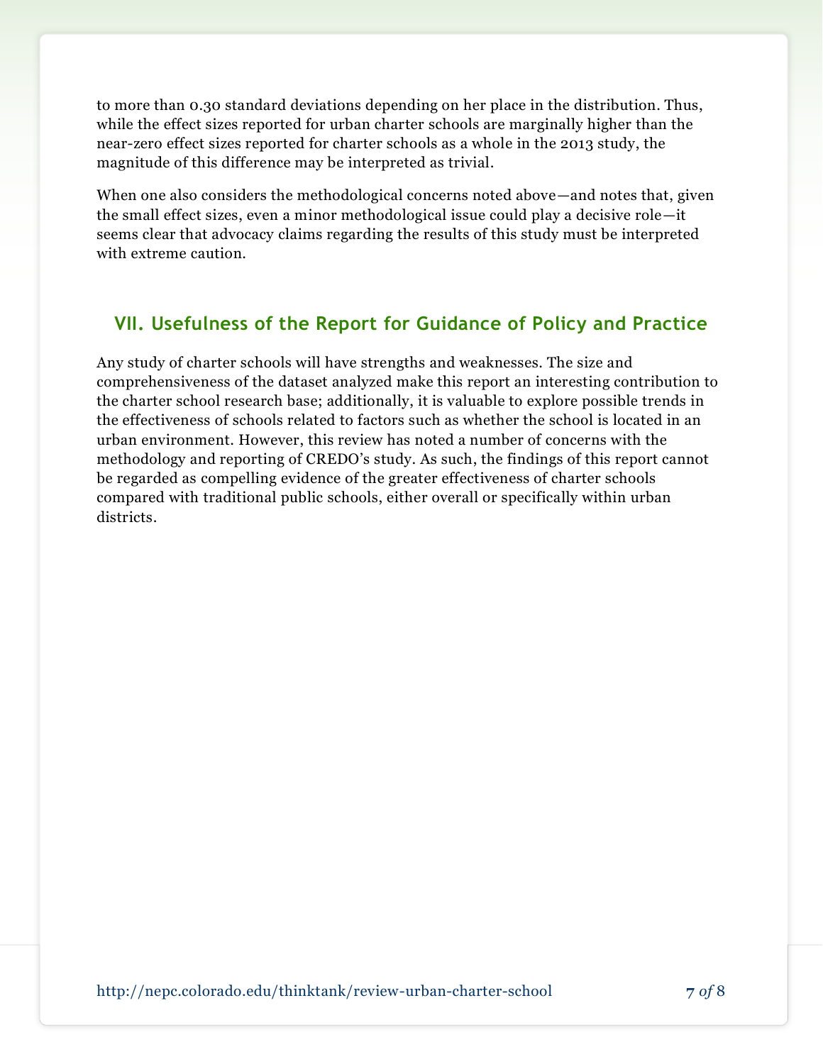to more than 0.30 standard deviations depending on her place in the distribution. Thus, while the effect sizes reported for urban charter schools are marginally higher than the near-zero effect sizes reported for charter schools as a whole in the 2013 study, the magnitude of this difference may be interpreted as trivial.

When one also considers the methodological concerns noted above—and notes that, given the small effect sizes, even a minor methodological issue could play a decisive role—it seems clear that advocacy claims regarding the results of this study must be interpreted with extreme caution.

## VII. Usefulness of the Report for Guidance of Policy and Practice

Any study of charter schools will have strengths and weaknesses. The size and comprehensiveness of the dataset analyzed make this report an interesting contribution to the charter school research base; additionally, it is valuable to explore possible trends in the effectiveness of schools related to factors such as whether the school is located in an urban environment. However, this review has noted a number of concerns with the methodology and reporting of CREDO's study. As such, the findings of this report cannot be regarded as compelling evidence of the greater effectiveness of charter schools compared with traditional public schools, either overall or specifically within urban districts.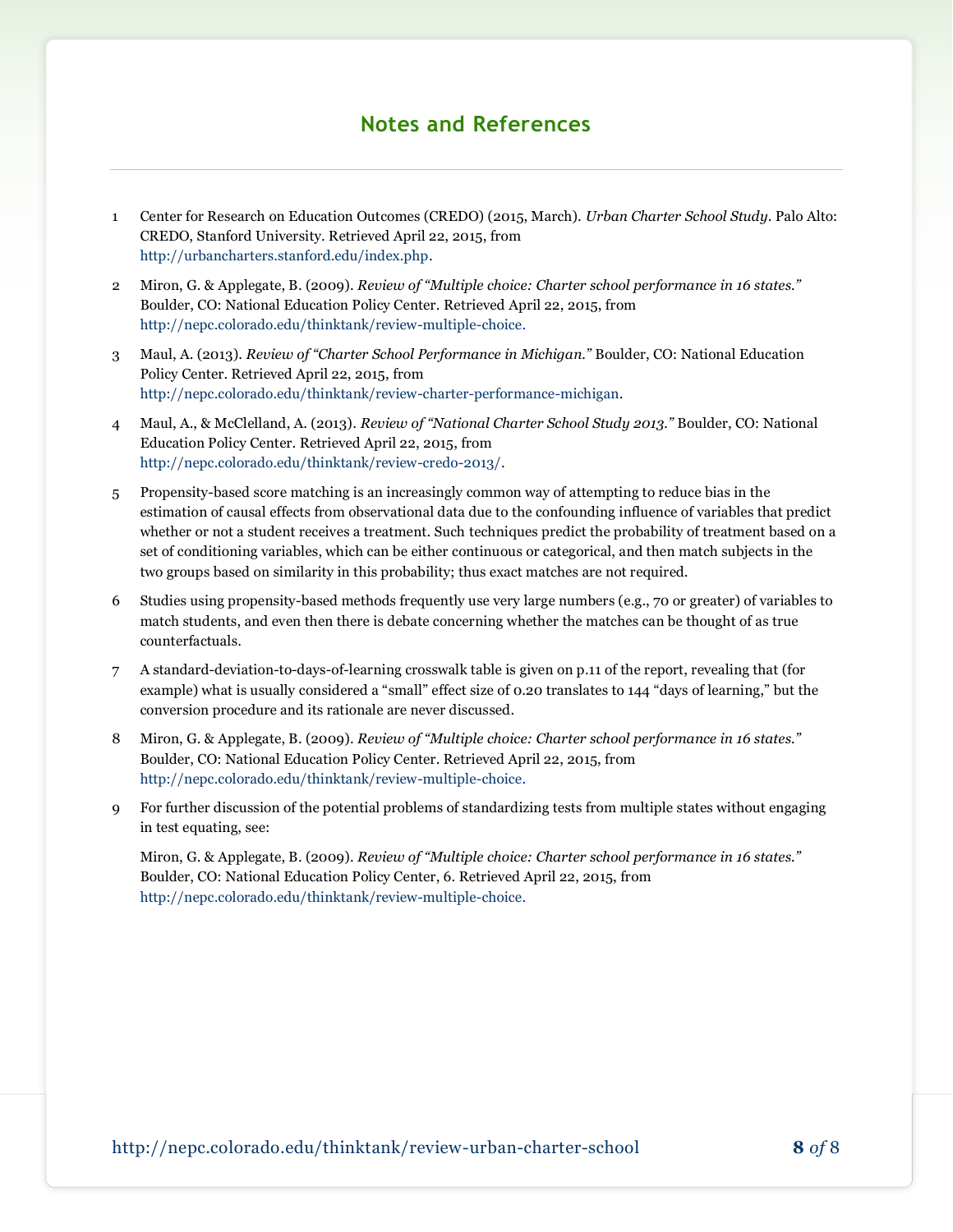## Notes and References

1. Center for Research on Education Outcomes (CREDO) (2015, March). *Urban Charter School Study*. Palo Alto: CREDO, Stanford University. Retrieved April 22, 2015, from http://urbancharters.stanford.edu/index.php.

2. Miron, G. & Applegate, B. (2009). *Review of "Multiple choice: Charter school performance in 16 states."* Boulder, CO: National Education Policy Center. Retrieved April 22, 2015, from http://nepc.colorado.edu/thinktank/review-multiple-choice.

3. Maul, A. (2013). *Review of "Charter School Performance in Michigan."* Boulder, CO: National Education Policy Center. Retrieved April 22, 2015, from http://nepc.colorado.edu/thinktank/review-charter-performance-michigan.

4. Maul, A., & McClelland, A. (2013). *Review of "National Charter School Study 2013."* Boulder, CO: National Education Policy Center. Retrieved April 22, 2015, from http://nepc.colorado.edu/thinktank/review-credo-2013/.

5. Propensity-based score matching is an increasingly common way of attempting to reduce bias in the estimation of causal effects from observational data due to the confounding influence of variables that predict whether or not a student receives a treatment. Such techniques predict the probability of treatment based on a set of conditioning variables, which can be either continuous or categorical, and then match subjects in the two groups based on similarity in this probability; thus exact matches are not required.

6. Studies using propensity-based methods frequently use very large numbers (e.g., 70 or greater) of variables to match students, and even then there is debate concerning whether the matches can be thought of as true counterfactuals.

7. A standard-deviation-to-days-of-learning crosswalk table is given on p.11 of the report, revealing that (for example) what is usually considered a "small" effect size of 0.20 translates to 144 "days of learning," but the conversion procedure and its rationale are never discussed.

8. Miron, G. & Applegate, B. (2009). *Review of "Multiple choice: Charter school performance in 16 states."* Boulder, CO: National Education Policy Center. Retrieved April 22, 2015, from http://nepc.colorado.edu/thinktank/review-multiple-choice.

9. For further discussion of the potential problems of standardizing tests from multiple states without engaging in test equating, see:

   Miron, G. & Applegate, B. (2009). *Review of "Multiple choice: Charter school performance in 16 states."* Boulder, CO: National Education Policy Center, 6. Retrieved April 22, 2015, from http://nepc.colorado.edu/thinktank/review-multiple-choice.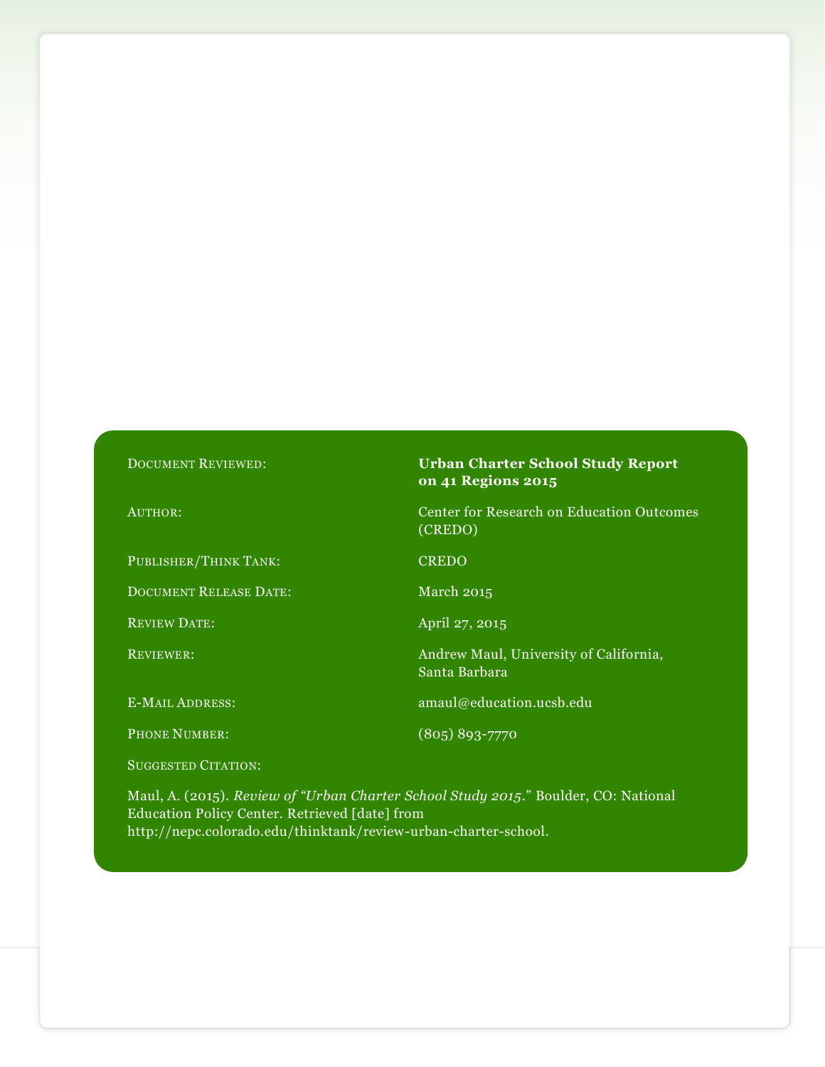| | |
|---|---|
| Document Reviewed: | **Urban Charter School Study Report on 41 Regions 2015** |
| Author: | Center for Research on Education Outcomes (CREDO) |
| Publisher/Think Tank: | CREDO |
| Document Release Date: | March 2015 |
| Review Date: | April 27, 2015 |
| Reviewer: | Andrew Maul, University of California, Santa Barbara |
| E-Mail Address: | amaul@education.ucsb.edu |
| Phone Number: | (805) 893-7770 |

Suggested Citation:

Maul, A. (2015). *Review of "Urban Charter School Study 2015."* Boulder, CO: National Education Policy Center. Retrieved [date] from http://nepc.colorado.edu/thinktank/review-urban-charter-school.